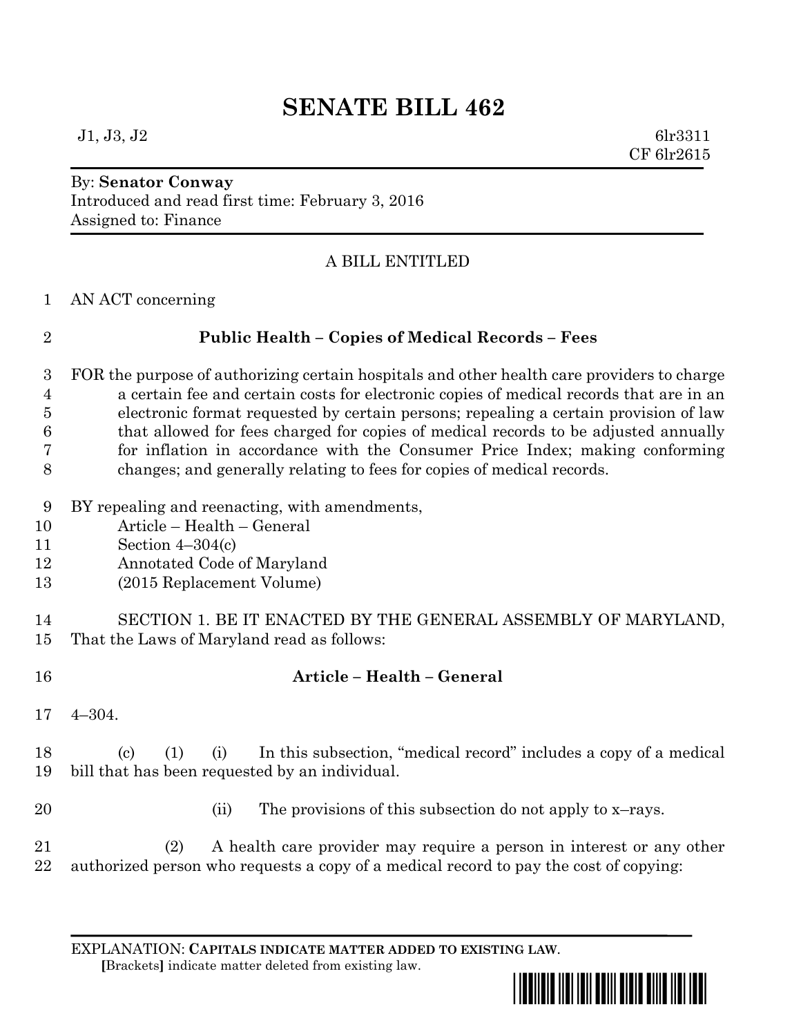# SENATE BILL 462

J1, J3, J2 6lr3311
CF 6lr2615

By: **Senator Conway**
Introduced and read first time: February 3, 2016
Assigned to: Finance

A BILL ENTITLED

AN ACT concerning

## Public Health – Copies of Medical Records – Fees

FOR the purpose of authorizing certain hospitals and other health care providers to charge a certain fee and certain costs for electronic copies of medical records that are in an electronic format requested by certain persons; repealing a certain provision of law that allowed for fees charged for copies of medical records to be adjusted annually for inflation in accordance with the Consumer Price Index; making conforming changes; and generally relating to fees for copies of medical records.

BY repealing and reenacting, with amendments,
Article – Health – General
Section 4–304(c)
Annotated Code of Maryland
(2015 Replacement Volume)

SECTION 1. BE IT ENACTED BY THE GENERAL ASSEMBLY OF MARYLAND, That the Laws of Maryland read as follows:

### Article – Health – General

4–304.

(c) (1) (i) In this subsection, "medical record" includes a copy of a medical bill that has been requested by an individual.

(ii) The provisions of this subsection do not apply to x–rays.

(2) A health care provider may require a person in interest or any other authorized person who requests a copy of a medical record to pay the cost of copying:

EXPLANATION: **CAPITALS INDICATE MATTER ADDED TO EXISTING LAW**.
**[**Brackets**]** indicate matter deleted from existing law.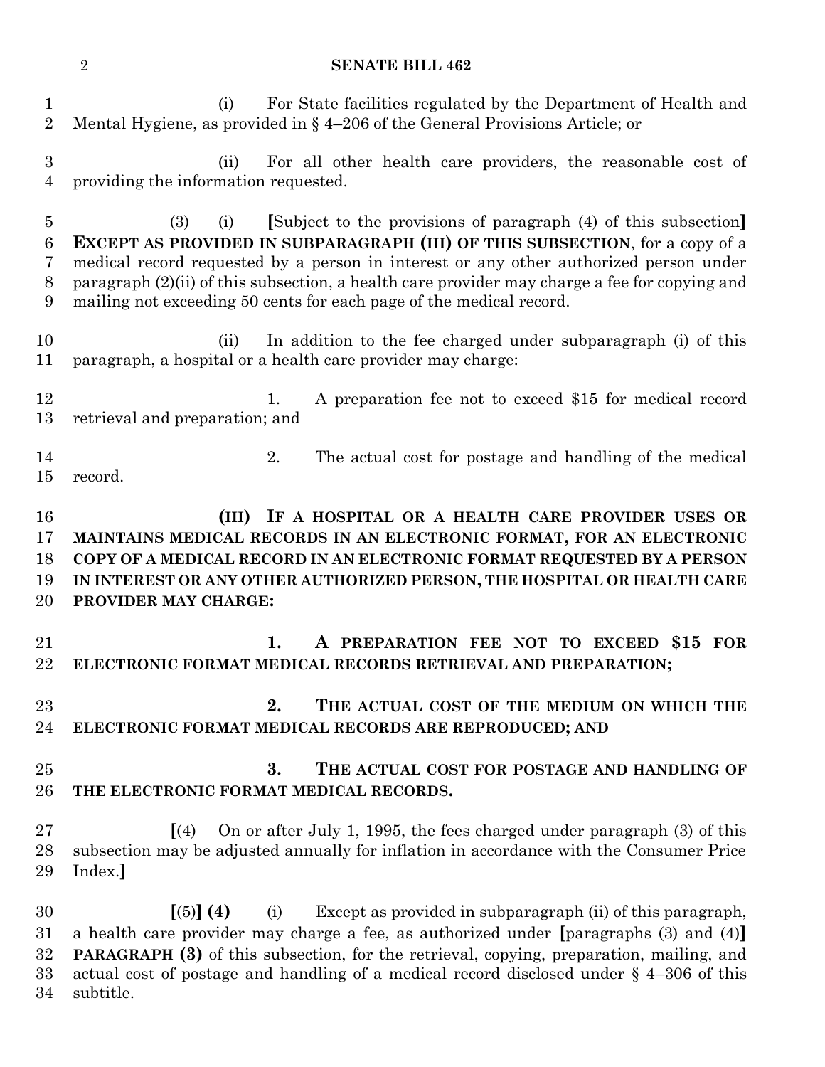(i) For State facilities regulated by the Department of Health and Mental Hygiene, as provided in § 4–206 of the General Provisions Article; or

(ii) For all other health care providers, the reasonable cost of providing the information requested.

(3) (i) [Subject to the provisions of paragraph (4) of this subsection] **EXCEPT AS PROVIDED IN SUBPARAGRAPH (III) OF THIS SUBSECTION**, for a copy of a medical record requested by a person in interest or any other authorized person under paragraph (2)(ii) of this subsection, a health care provider may charge a fee for copying and mailing not exceeding 50 cents for each page of the medical record.

(ii) In addition to the fee charged under subparagraph (i) of this paragraph, a hospital or a health care provider may charge:

1. A preparation fee not to exceed $15 for medical record retrieval and preparation; and

2. The actual cost for postage and handling of the medical record.

**(III) IF A HOSPITAL OR A HEALTH CARE PROVIDER USES OR MAINTAINS MEDICAL RECORDS IN AN ELECTRONIC FORMAT, FOR AN ELECTRONIC COPY OF A MEDICAL RECORD IN AN ELECTRONIC FORMAT REQUESTED BY A PERSON IN INTEREST OR ANY OTHER AUTHORIZED PERSON, THE HOSPITAL OR HEALTH CARE PROVIDER MAY CHARGE:**

**1. A PREPARATION FEE NOT TO EXCEED $15 FOR ELECTRONIC FORMAT MEDICAL RECORDS RETRIEVAL AND PREPARATION;**

**2. THE ACTUAL COST OF THE MEDIUM ON WHICH THE ELECTRONIC FORMAT MEDICAL RECORDS ARE REPRODUCED; AND**

**3. THE ACTUAL COST FOR POSTAGE AND HANDLING OF THE ELECTRONIC FORMAT MEDICAL RECORDS.**

[(4) On or after July 1, 1995, the fees charged under paragraph (3) of this subsection may be adjusted annually for inflation in accordance with the Consumer Price Index.]

[(5)] **(4)** (i) Except as provided in subparagraph (ii) of this paragraph, a health care provider may charge a fee, as authorized under [paragraphs (3) and (4)] **PARAGRAPH (3)** of this subsection, for the retrieval, copying, preparation, mailing, and actual cost of postage and handling of a medical record disclosed under § 4–306 of this subtitle.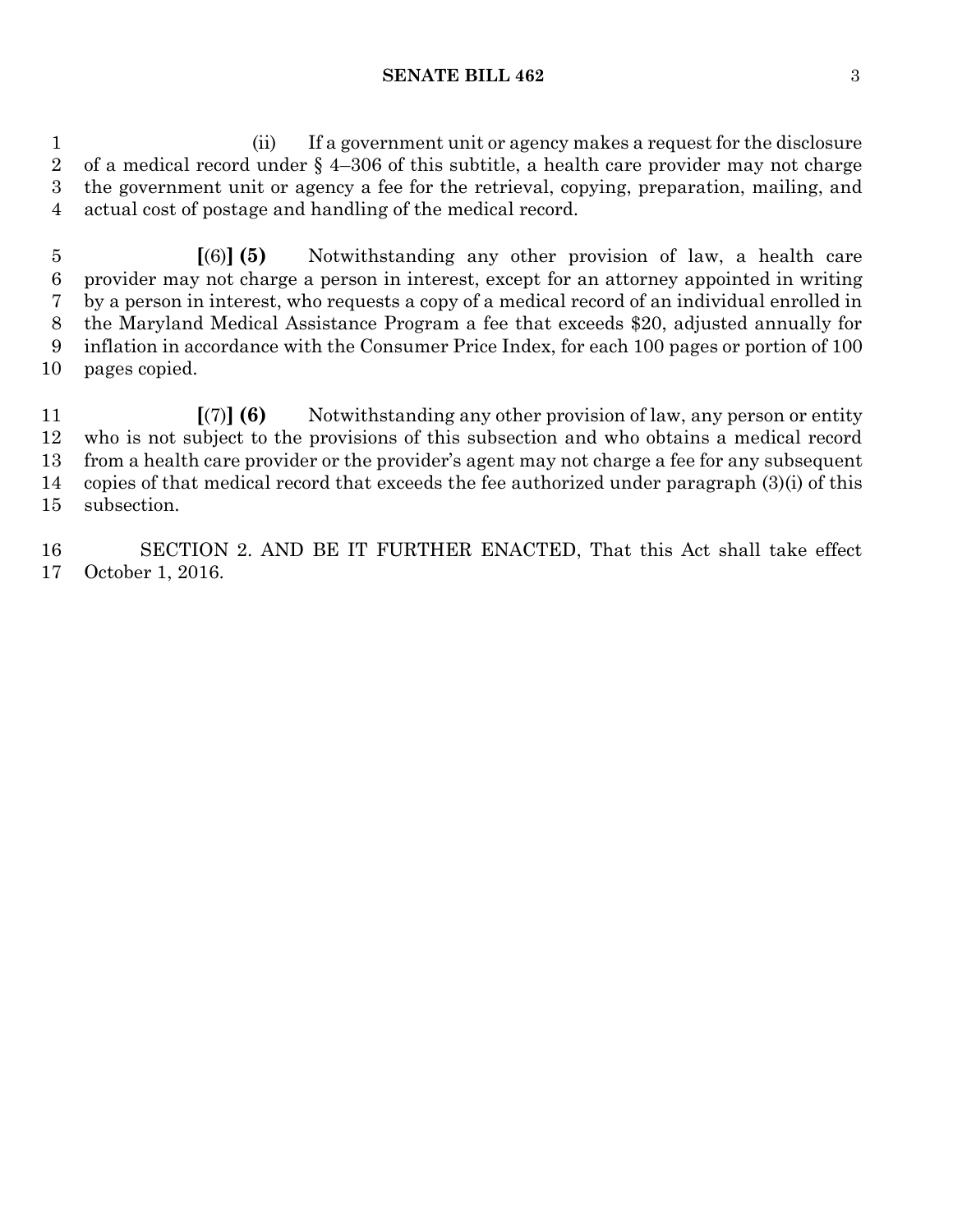(ii) If a government unit or agency makes a request for the disclosure of a medical record under § 4–306 of this subtitle, a health care provider may not charge the government unit or agency a fee for the retrieval, copying, preparation, mailing, and actual cost of postage and handling of the medical record.

**[**(6)**] (5)** Notwithstanding any other provision of law, a health care provider may not charge a person in interest, except for an attorney appointed in writing by a person in interest, who requests a copy of a medical record of an individual enrolled in the Maryland Medical Assistance Program a fee that exceeds $20, adjusted annually for inflation in accordance with the Consumer Price Index, for each 100 pages or portion of 100 pages copied.

**[**(7)**] (6)** Notwithstanding any other provision of law, any person or entity who is not subject to the provisions of this subsection and who obtains a medical record from a health care provider or the provider's agent may not charge a fee for any subsequent copies of that medical record that exceeds the fee authorized under paragraph (3)(i) of this subsection.

SECTION 2. AND BE IT FURTHER ENACTED, That this Act shall take effect October 1, 2016.